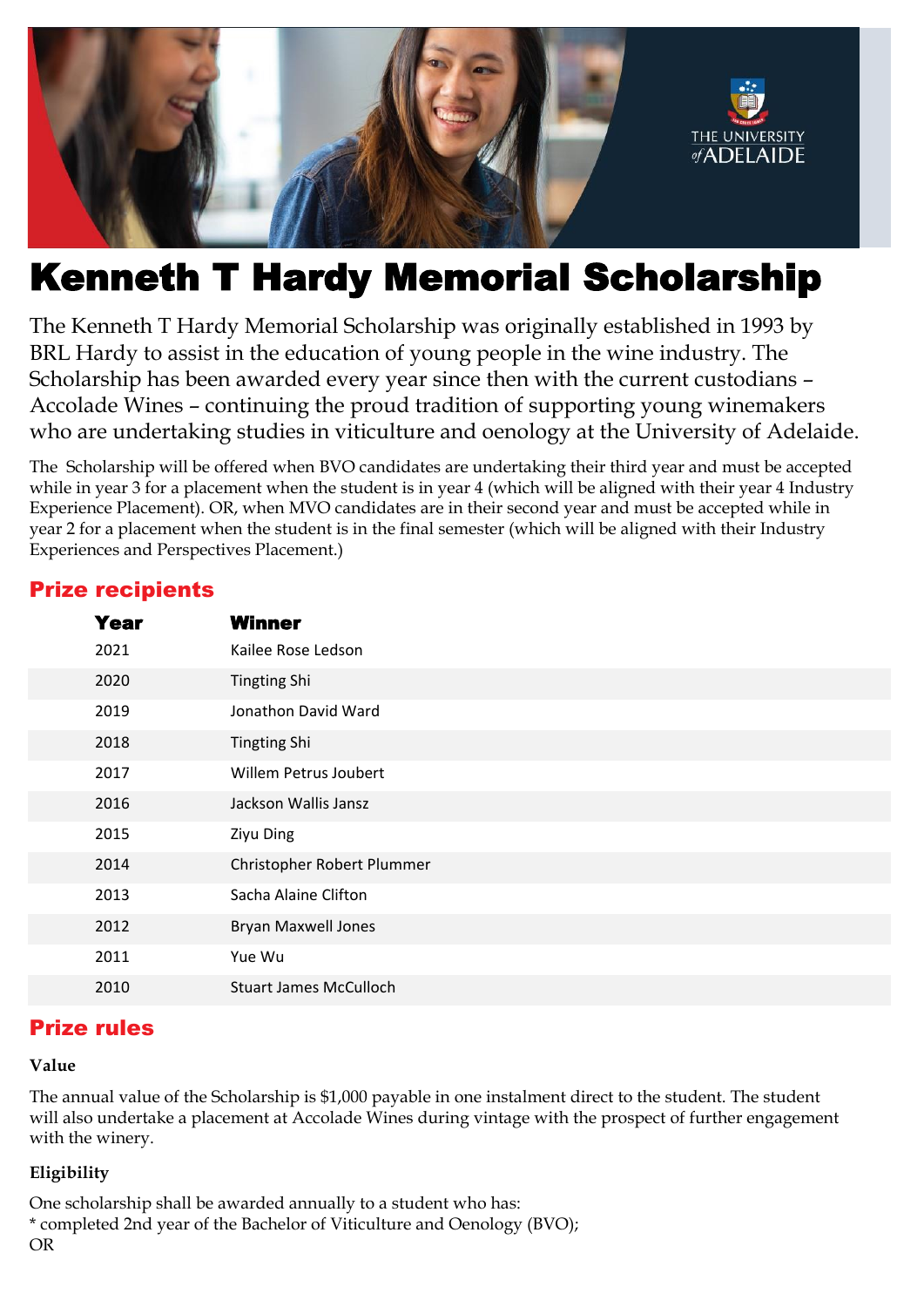# Kenneth T Hardy Memorial Scholarship

The Kenneth T Hardy Memorial Scholarship was originally established in 1993 by BRL Hardy to assist in the education of young people in the wine industry. The Scholarship has been awarded every year since then with the current custodians – Accolade Wines – continuing the proud tradition of supporting young winemakers who are undertaking studies in viticulture and oenology at the University of Adelaide.

The Scholarship will be offered when BVO candidates are undertaking their third year and must be accepted while in year 3 for a placement when the student is in year 4 (which will be aligned with their year 4 Industry Experience Placement). OR, when MVO candidates are in their second year and must be accepted while in year 2 for a placement when the student is in the final semester (which will be aligned with their Industry Experiences and Perspectives Placement.)

## Prize recipients

| Year | Winner |
|---|---|
| 2021 | Kailee Rose Ledson |
| 2020 | Tingting Shi |
| 2019 | Jonathon David Ward |
| 2018 | Tingting Shi |
| 2017 | Willem Petrus Joubert |
| 2016 | Jackson Wallis Jansz |
| 2015 | Ziyu Ding |
| 2014 | Christopher Robert Plummer |
| 2013 | Sacha Alaine Clifton |
| 2012 | Bryan Maxwell Jones |
| 2011 | Yue Wu |
| 2010 | Stuart James McCulloch |

## Prize rules

### Value

The annual value of the Scholarship is $1,000 payable in one instalment direct to the student. The student will also undertake a placement at Accolade Wines during vintage with the prospect of further engagement with the winery.

### Eligibility

One scholarship shall be awarded annually to a student who has:

* completed 2nd year of the Bachelor of Viticulture and Oenology (BVO);

OR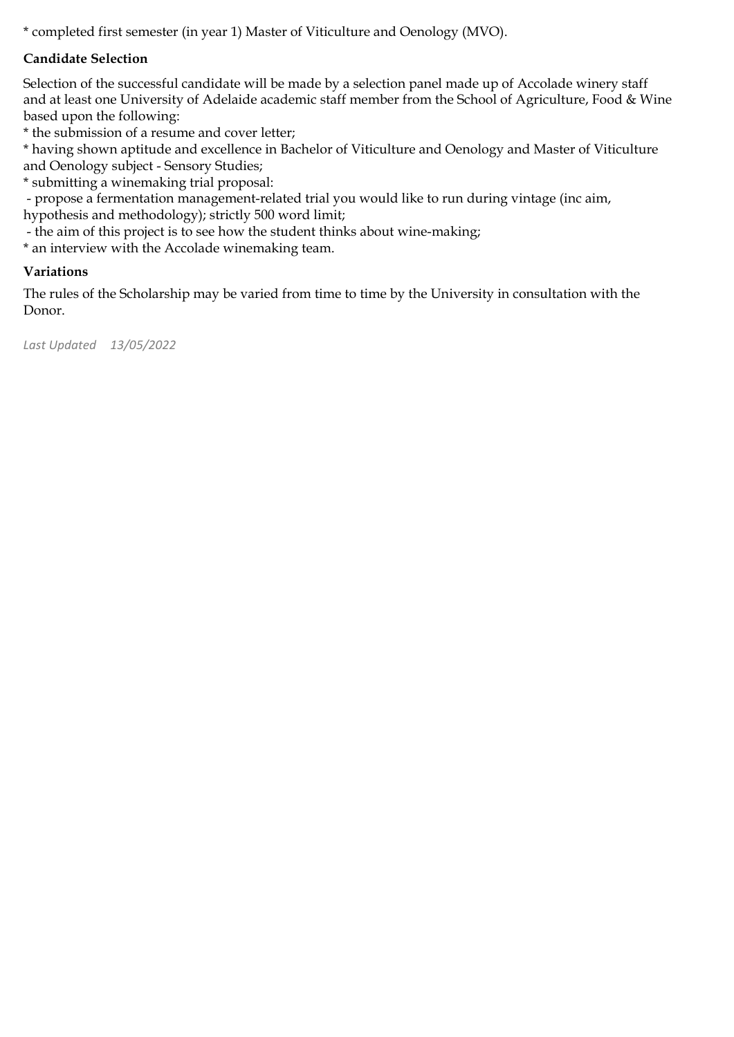* completed first semester (in year 1) Master of Viticulture and Oenology (MVO).

**Candidate Selection**

Selection of the successful candidate will be made by a selection panel made up of Accolade winery staff and at least one University of Adelaide academic staff member from the School of Agriculture, Food & Wine based upon the following:

* the submission of a resume and cover letter;
* having shown aptitude and excellence in Bachelor of Viticulture and Oenology and Master of Viticulture and Oenology subject - Sensory Studies;
* submitting a winemaking trial proposal:
 - propose a fermentation management-related trial you would like to run during vintage (inc aim, hypothesis and methodology); strictly 500 word limit;
 - the aim of this project is to see how the student thinks about wine-making;
* an interview with the Accolade winemaking team.

**Variations**

The rules of the Scholarship may be varied from time to time by the University in consultation with the Donor.

*Last Updated 13/05/2022*